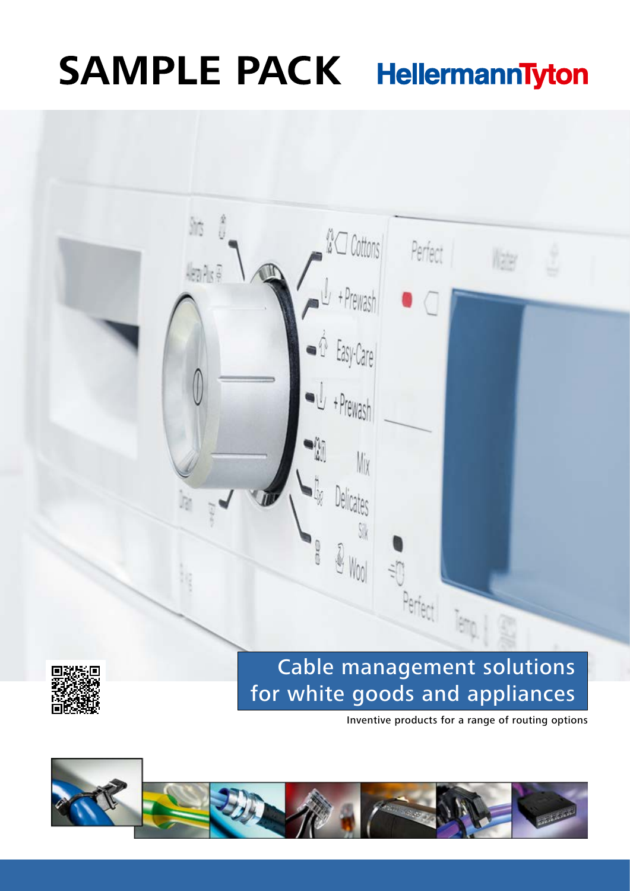# SAMPLE PACK

HellermannTyton

## Cable management solutions for white goods and appliances

Inventive products for a range of routing options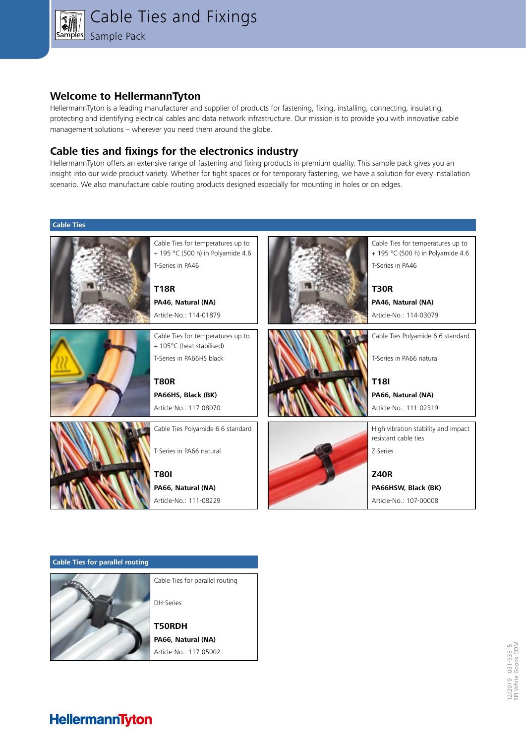# Cable Ties and Fixings

Sample Pack

## Welcome to HellermannTyton

HellermannTyton is a leading manufacturer and supplier of products for fastening, fixing, installing, connecting, insulating, protecting and identifying electrical cables and data network infrastructure. Our mission is to provide you with innovative cable management solutions – wherever you need them around the globe.

## Cable ties and fixings for the electronics industry

HellermannTyton offers an extensive range of fastening and fixing products in premium quality. This sample pack gives you an insight into our wide product variety. Whether for tight spaces or for temporary fastening, we have a solution for every installation scenario. We also manufacture cable routing products designed especially for mounting in holes or on edges.

### Cable Ties

Cable Ties for temperatures up to + 195 °C (500 h) in Polyamide 4.6

T-Series in PA46

**T18R**

**PA46, Natural (NA)**

Article-No.: 114-01879

Cable Ties for temperatures up to + 195 °C (500 h) in Polyamide 4.6

T-Series in PA46

**T30R**

**PA46, Natural (NA)**

Article-No.: 114-03079

Cable Ties for temperatures up to + 105°C (heat stabilised)

T-Series in PA66HS black

**T80R**

**PA66HS, Black (BK)**

Article-No.: 117-08070

Cable Ties Polyamide 6.6 standard

T-Series in PA66 natural

**T18I**

**PA66, Natural (NA)**

Article-No.: 111-02319

Cable Ties Polyamide 6.6 standard

T-Series in PA66 natural

**T80I**

**PA66, Natural (NA)**

Article-No.: 111-08229

High vibration stability and impact resistant cable ties

Z-Series

**Z40R**

**PA66HSW, Black (BK)**

Article-No.: 107-00008

### Cable Ties for parallel routing

Cable Ties for parallel routing

DH-Series

**T50RDH**

**PA66, Natural (NA)**

Article-No.: 117-05002

12/2019 031-93515
SPI White Goods COM

HellermannTyton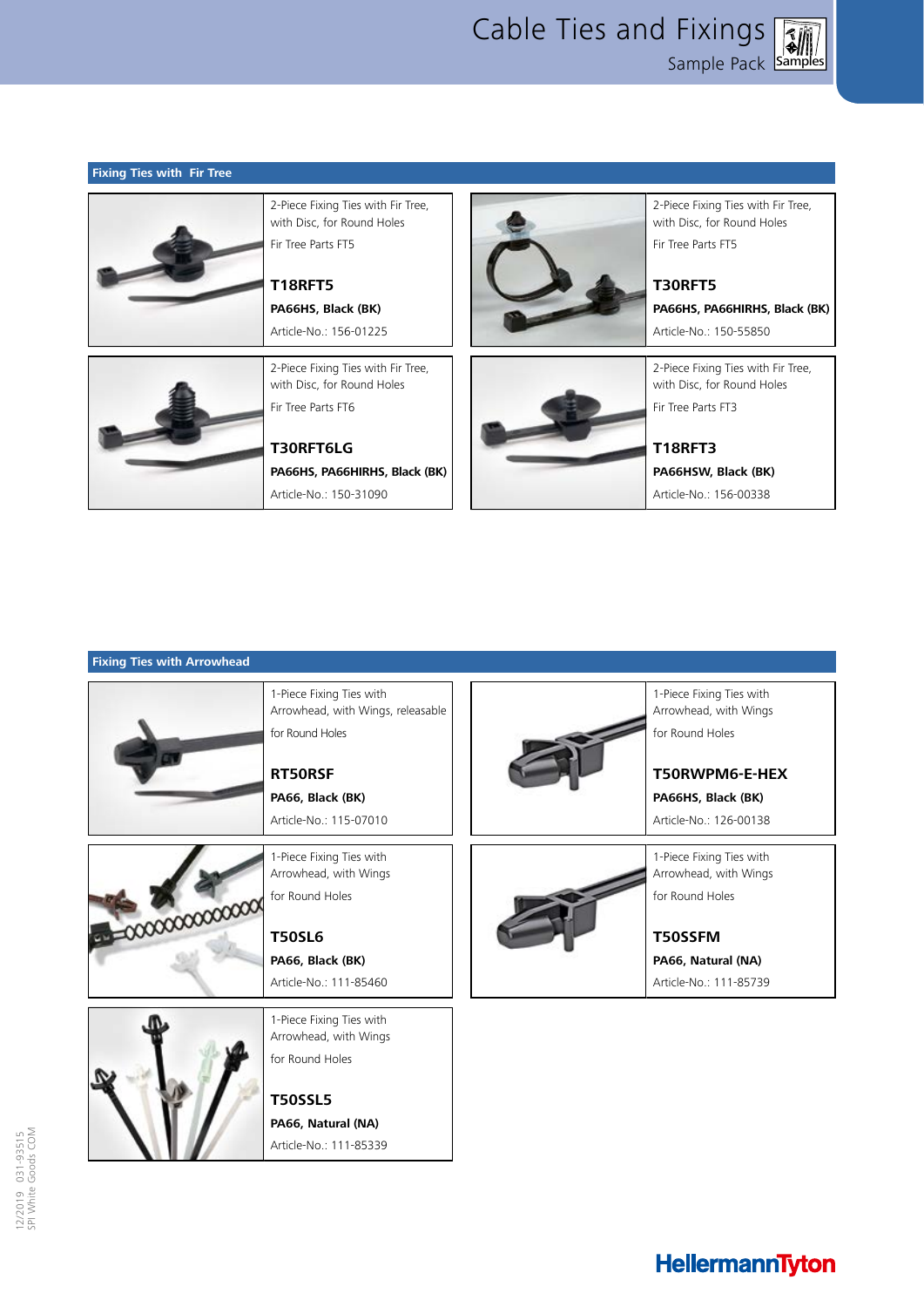## Fixing Ties with Fir Tree

2-Piece Fixing Ties with Fir Tree, with Disc, for Round Holes

Fir Tree Parts FT5

**T18RFT5**

**PA66HS, Black (BK)**

Article-No.: 156-01225

2-Piece Fixing Ties with Fir Tree, with Disc, for Round Holes

Fir Tree Parts FT5

**T30RFT5**

**PA66HS, PA66HIRHS, Black (BK)**

Article-No.: 150-55850

2-Piece Fixing Ties with Fir Tree, with Disc, for Round Holes

Fir Tree Parts FT6

**T30RFT6LG**

**PA66HS, PA66HIRHS, Black (BK)**

Article-No.: 150-31090

2-Piece Fixing Ties with Fir Tree, with Disc, for Round Holes

Fir Tree Parts FT3

**T18RFT3**

**PA66HSW, Black (BK)**

Article-No.: 156-00338

## Fixing Ties with Arrowhead

1-Piece Fixing Ties with Arrowhead, with Wings, releasable

for Round Holes

**RT50RSF**

**PA66, Black (BK)**

Article-No.: 115-07010

1-Piece Fixing Ties with Arrowhead, with Wings

for Round Holes

**T50RWPM6-E-HEX**

**PA66HS, Black (BK)**

Article-No.: 126-00138

1-Piece Fixing Ties with Arrowhead, with Wings

for Round Holes

**T50SL6**

**PA66, Black (BK)**

Article-No.: 111-85460

1-Piece Fixing Ties with Arrowhead, with Wings

for Round Holes

**T50SSFM**

**PA66, Natural (NA)**

Article-No.: 111-85739

1-Piece Fixing Ties with Arrowhead, with Wings

for Round Holes

**T50SSL5**

**PA66, Natural (NA)**

Article-No.: 111-85339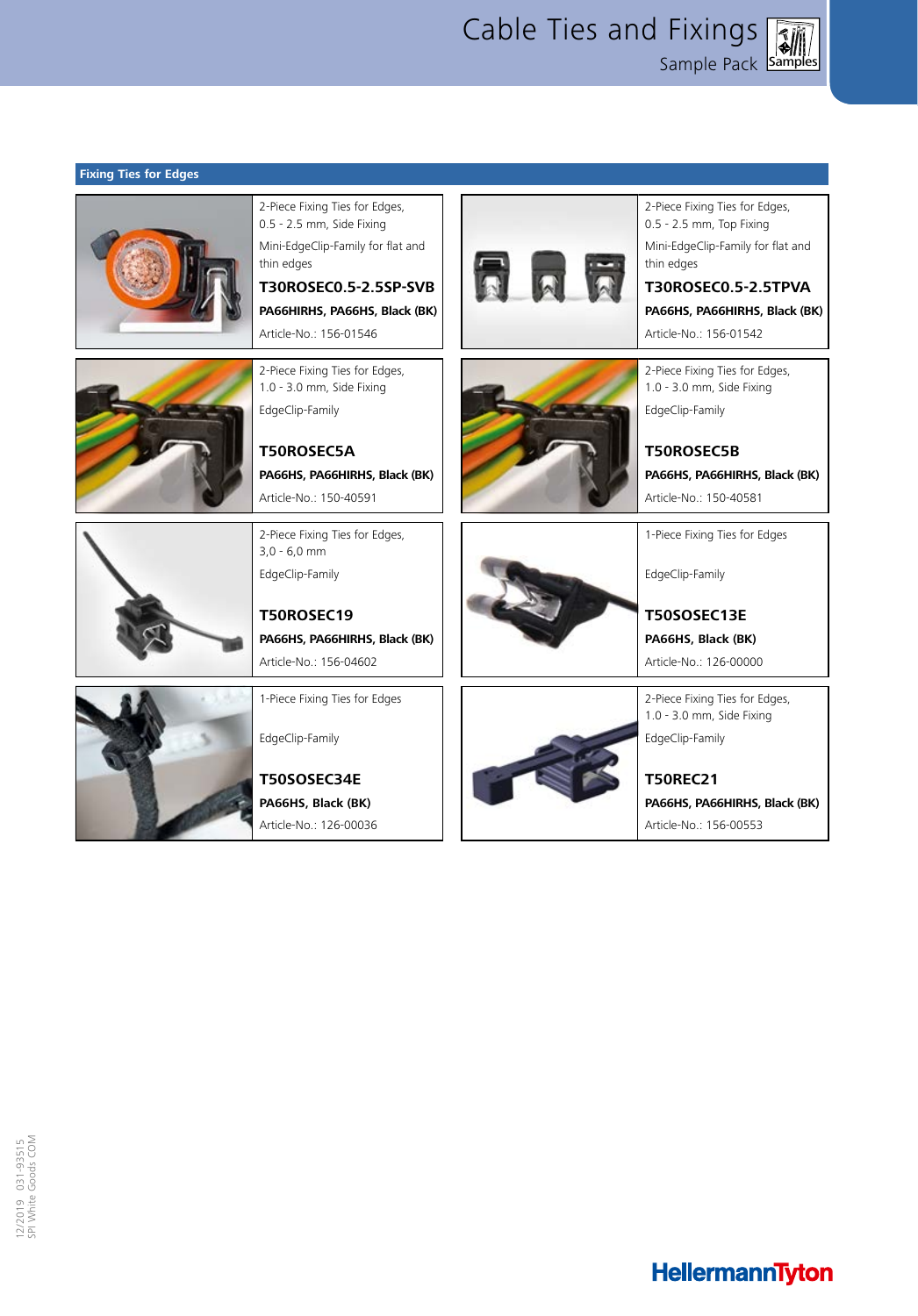## Fixing Ties for Edges

2-Piece Fixing Ties for Edges, 0.5 - 2.5 mm, Side Fixing

Mini-EdgeClip-Family for flat and thin edges

**T30ROSEC0.5-2.5SP-SVB**

**PA66HIRHS, PA66HS, Black (BK)**

Article-No.: 156-01546

2-Piece Fixing Ties for Edges, 0.5 - 2.5 mm, Top Fixing

Mini-EdgeClip-Family for flat and thin edges

**T30ROSEC0.5-2.5TPVA**

**PA66HS, PA66HIRHS, Black (BK)**

Article-No.: 156-01542

2-Piece Fixing Ties for Edges, 1.0 - 3.0 mm, Side Fixing

EdgeClip-Family

**T50ROSEC5A**

**PA66HS, PA66HIRHS, Black (BK)**

Article-No.: 150-40591

2-Piece Fixing Ties for Edges, 1.0 - 3.0 mm, Side Fixing

EdgeClip-Family

**T50ROSEC5B**

**PA66HS, PA66HIRHS, Black (BK)**

Article-No.: 150-40581

2-Piece Fixing Ties for Edges, 3,0 - 6,0 mm

EdgeClip-Family

**T50ROSEC19**

**PA66HS, PA66HIRHS, Black (BK)**

Article-No.: 156-04602

1-Piece Fixing Ties for Edges

EdgeClip-Family

**T50SOSEC13E**

**PA66HS, Black (BK)**

Article-No.: 126-00000

1-Piece Fixing Ties for Edges

EdgeClip-Family

**T50SOSEC34E**

**PA66HS, Black (BK)**

Article-No.: 126-00036

2-Piece Fixing Ties for Edges, 1.0 - 3.0 mm, Side Fixing

EdgeClip-Family

**T50REC21**

**PA66HS, PA66HIRHS, Black (BK)**

Article-No.: 156-00553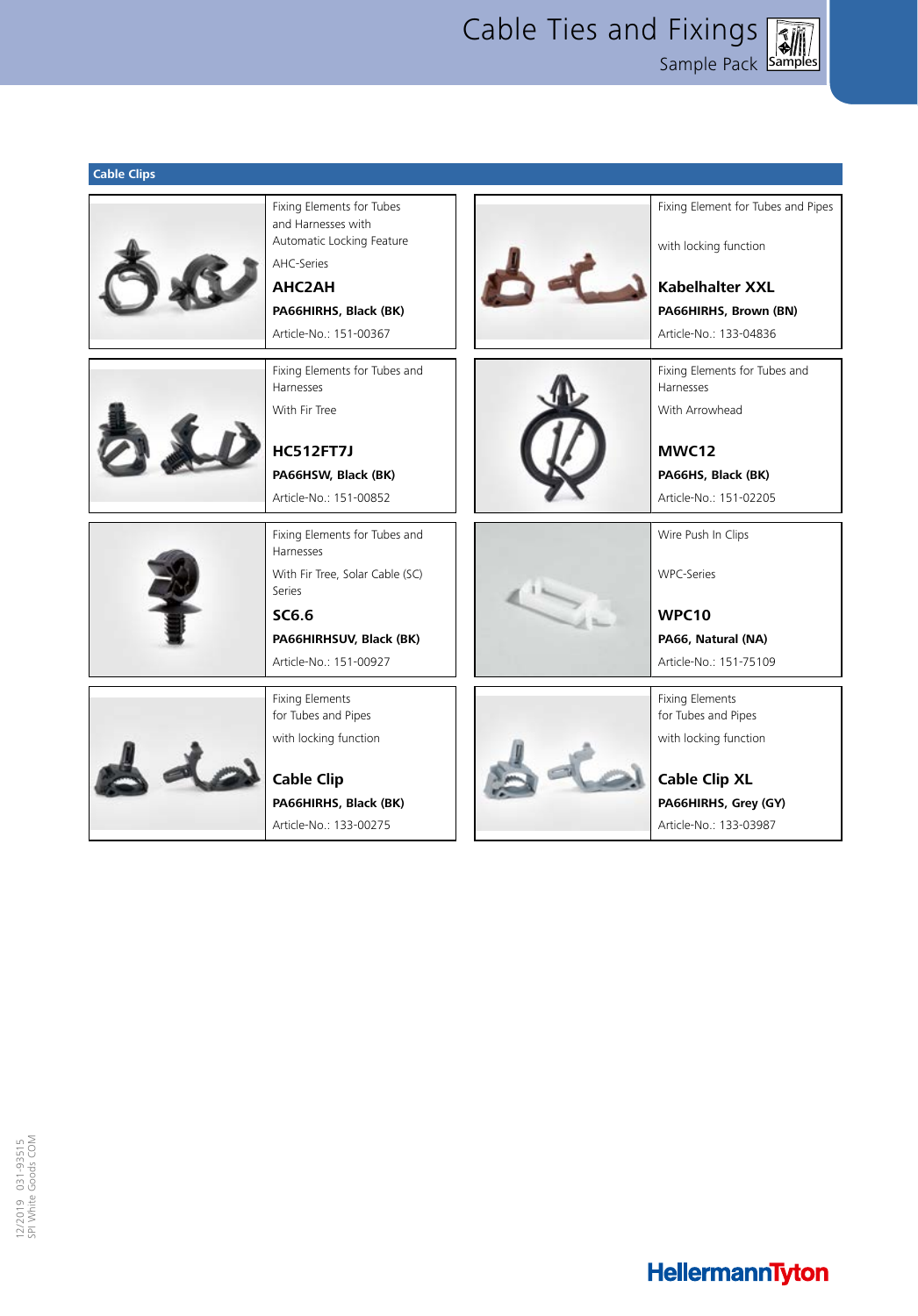## Cable Clips

Fixing Elements for Tubes and Harnesses with Automatic Locking Feature

AHC-Series

**AHC2AH**

**PA66HIRHS, Black (BK)**

Article-No.: 151-00367

Fixing Element for Tubes and Pipes

with locking function

**Kabelhalter XXL**

**PA66HIRHS, Brown (BN)**

Article-No.: 133-04836

Fixing Elements for Tubes and Harnesses

With Fir Tree

**HC512FT7J**

**PA66HSW, Black (BK)**

Article-No.: 151-00852

Fixing Elements for Tubes and Harnesses

With Arrowhead

**MWC12**

**PA66HS, Black (BK)**

Article-No.: 151-02205

Fixing Elements for Tubes and Harnesses

With Fir Tree, Solar Cable (SC) Series

**SC6.6**

**PA66HIRHSUV, Black (BK)**

Article-No.: 151-00927

Wire Push In Clips

WPC-Series

**WPC10**

**PA66, Natural (NA)**

Article-No.: 151-75109

Fixing Elements for Tubes and Pipes

with locking function

**Cable Clip**

**PA66HIRHS, Black (BK)**

Article-No.: 133-00275

Fixing Elements for Tubes and Pipes

with locking function

**Cable Clip XL**

**PA66HIRHS, Grey (GY)**

Article-No.: 133-03987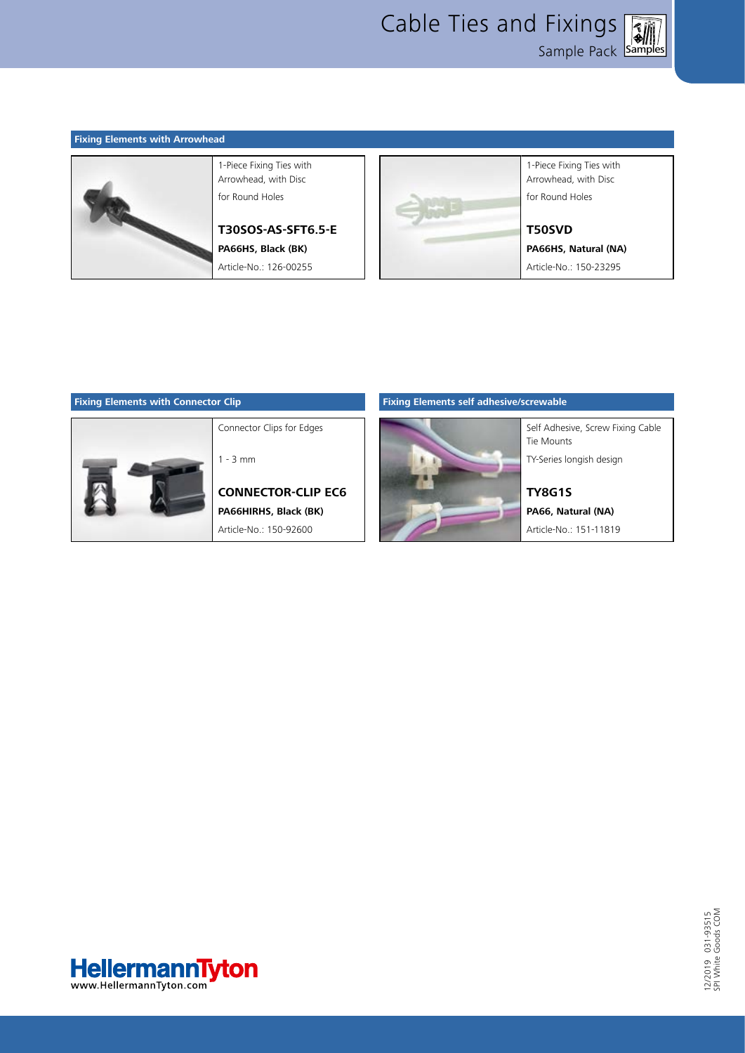## Fixing Elements with Arrowhead

1-Piece Fixing Ties with Arrowhead, with Disc

for Round Holes

**T30SOS-AS-SFT6.5-E**

**PA66HS, Black (BK)**

Article-No.: 126-00255

1-Piece Fixing Ties with Arrowhead, with Disc

for Round Holes

**T50SVD**

**PA66HS, Natural (NA)**

Article-No.: 150-23295

## Fixing Elements with Connector Clip

Connector Clips for Edges

1 - 3 mm

**CONNECTOR-CLIP EC6**

**PA66HIRHS, Black (BK)**

Article-No.: 150-92600

## Fixing Elements self adhesive/screwable

Self Adhesive, Screw Fixing Cable Tie Mounts

TY-Series longish design

**TY8G1S**

**PA66, Natural (NA)**

Article-No.: 151-11819

12/2019 031-93515
SPI White Goods COM